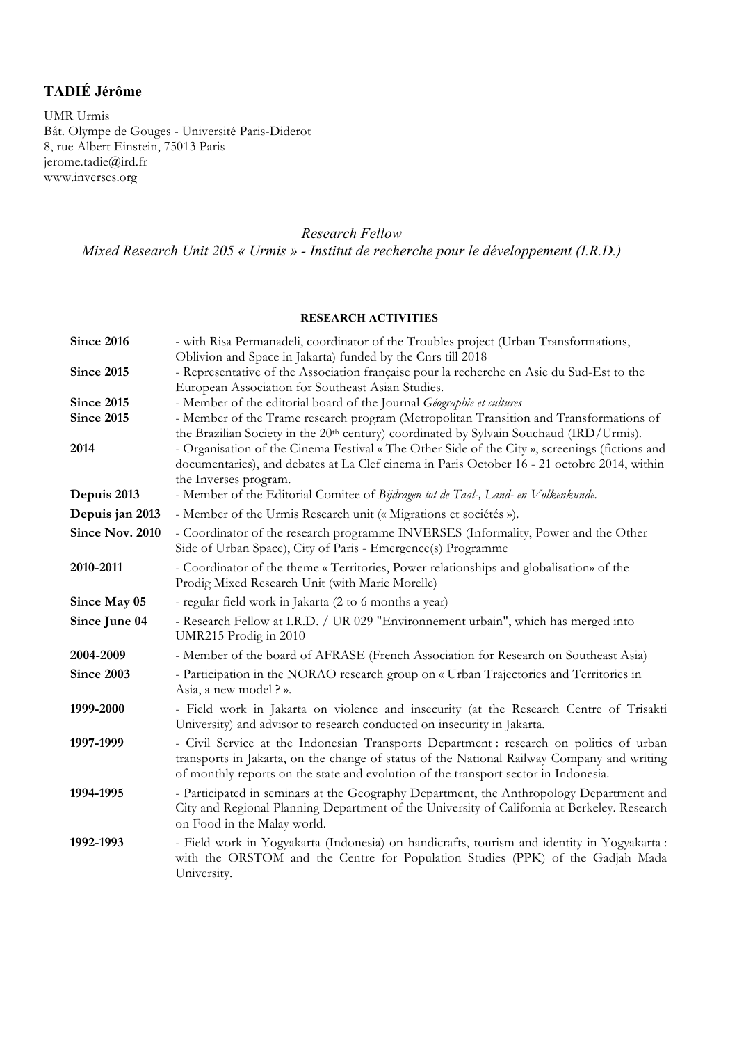## TADIÉ Jérôme

UMR Urmis
Bât. Olympe de Gouges - Université Paris-Diderot
8, rue Albert Einstein, 75013 Paris
jerome.tadie@ird.fr
www.inverses.org

*Research Fellow*
*Mixed Research Unit 205 « Urmis » - Institut de recherche pour le développement (I.R.D.)*

### RESEARCH ACTIVITIES

| | |
|---|---|
| **Since 2016** | - with Risa Permanadeli, coordinator of the Troubles project (Urban Transformations, Oblivion and Space in Jakarta) funded by the Cnrs till 2018 |
| **Since 2015** | - Representative of the Association française pour la recherche en Asie du Sud-Est to the European Association for Southeast Asian Studies. |
| **Since 2015** | - Member of the editorial board of the Journal *Géographie et cultures* |
| **Since 2015** | - Member of the Trame research program (Metropolitan Transition and Transformations of the Brazilian Society in the 20th century) coordinated by Sylvain Souchaud (IRD/Urmis). |
| **2014** | - Organisation of the Cinema Festival « The Other Side of the City », screenings (fictions and documentaries), and debates at La Clef cinema in Paris October 16 - 21 octobre 2014, within the Inverses program. |
| **Depuis 2013** | - Member of the Editorial Comitee of *Bijdragen tot de Taal-, Land- en Volkenkunde*. |
| **Depuis jan 2013** | - Member of the Urmis Research unit (« Migrations et sociétés »). |
| **Since Nov. 2010** | - Coordinator of the research programme INVERSES (Informality, Power and the Other Side of Urban Space), City of Paris - Emergence(s) Programme |
| **2010-2011** | - Coordinator of the theme « Territories, Power relationships and globalisation» of the Prodig Mixed Research Unit (with Marie Morelle) |
| **Since May 05** | - regular field work in Jakarta (2 to 6 months a year) |
| **Since June 04** | - Research Fellow at I.R.D. / UR 029 "Environnement urbain", which has merged into UMR215 Prodig in 2010 |
| **2004-2009** | - Member of the board of AFRASE (French Association for Research on Southeast Asia) |
| **Since 2003** | - Participation in the NORAO research group on « Urban Trajectories and Territories in Asia, a new model ? ». |
| **1999-2000** | - Field work in Jakarta on violence and insecurity (at the Research Centre of Trisakti University) and advisor to research conducted on insecurity in Jakarta. |
| **1997-1999** | - Civil Service at the Indonesian Transports Department : research on politics of urban transports in Jakarta, on the change of status of the National Railway Company and writing of monthly reports on the state and evolution of the transport sector in Indonesia. |
| **1994-1995** | - Participated in seminars at the Geography Department, the Anthropology Department and City and Regional Planning Department of the University of California at Berkeley. Research on Food in the Malay world. |
| **1992-1993** | - Field work in Yogyakarta (Indonesia) on handicrafts, tourism and identity in Yogyakarta : with the ORSTOM and the Centre for Population Studies (PPK) of the Gadjah Mada University. |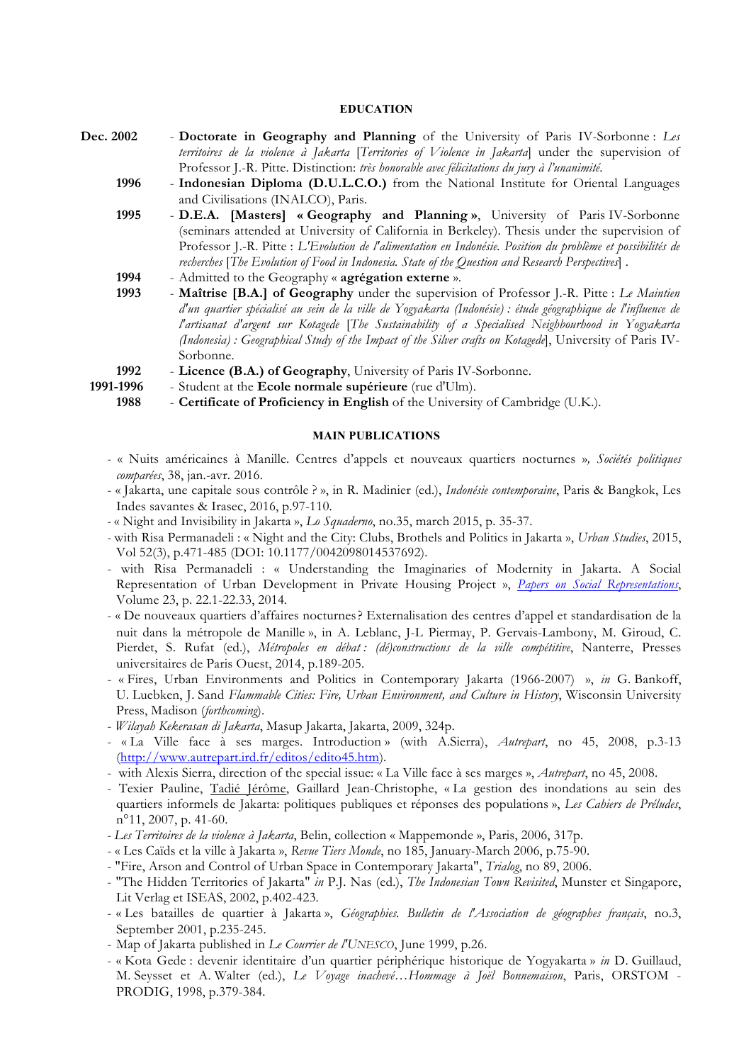## EDUCATION

**Dec. 2002** - **Doctorate in Geography and Planning** of the University of Paris IV-Sorbonne : *Les territoires de la violence à Jakarta* [*Territories of Violence in Jakarta*] under the supervision of Professor J.-R. Pitte. Distinction: *très honorable avec félicitations du jury à l'unanimité*.

**1996** - **Indonesian Diploma (D.U.L.C.O.)** from the National Institute for Oriental Languages and Civilisations (INALCO), Paris.

**1995** - **D.E.A. [Masters] « Geography and Planning »**, University of Paris IV-Sorbonne (seminars attended at University of California in Berkeley). Thesis under the supervision of Professor J.-R. Pitte : *L'Evolution de l'alimentation en Indonésie. Position du problème et possibilités de recherches* [*The Evolution of Food in Indonesia. State of the Question and Research Perspectives*] .

**1994** - Admitted to the Geography « **agrégation externe** ».

**1993** - **Maîtrise [B.A.] of Geography** under the supervision of Professor J.-R. Pitte : *Le Maintien d'un quartier spécialisé au sein de la ville de Yogyakarta (Indonésie) : étude géographique de l'influence de l'artisanat d'argent sur Kotagede* [*The Sustainability of a Specialised Neighbourhood in Yogyakarta (Indonesia) : Geographical Study of the Impact of the Silver crafts on Kotagede*], University of Paris IV-Sorbonne.

**1992** - **Licence (B.A.) of Geography**, University of Paris IV-Sorbonne.

**1991-1996** - Student at the **Ecole normale supérieure** (rue d'Ulm).

**1988** - **Certificate of Proficiency in English** of the University of Cambridge (U.K.).

## MAIN PUBLICATIONS

- « Nuits américaines à Manille. Centres d'appels et nouveaux quartiers nocturnes », *Sociétés politiques comparées*, 38, jan.-avr. 2016.
- « Jakarta, une capitale sous contrôle ? », in R. Madinier (ed.), *Indonésie contemporaine*, Paris & Bangkok, Les Indes savantes & Irasec, 2016, p.97-110.
- « Night and Invisibility in Jakarta », *Lo Squaderno*, no.35, march 2015, p. 35-37.
- with Risa Permanadeli : « Night and the City: Clubs, Brothels and Politics in Jakarta », *Urban Studies*, 2015, Vol 52(3), p.471-485 (DOI: 10.1177/0042098014537692).
- with Risa Permanadeli : « Understanding the Imaginaries of Modernity in Jakarta. A Social Representation of Urban Development in Private Housing Project », *Papers on Social Representations*, Volume 23, p. 22.1-22.33, 2014.
- « De nouveaux quartiers d'affaires nocturnes ? Externalisation des centres d'appel et standardisation de la nuit dans la métropole de Manille », in A. Leblanc, J-L Piermay, P. Gervais-Lambony, M. Giroud, C. Pierdet, S. Rufat (ed.), *Métropoles en débat : (dé)constructions de la ville compétitive*, Nanterre, Presses universitaires de Paris Ouest, 2014, p.189-205.
- « Fires, Urban Environments and Politics in Contemporary Jakarta (1966-2007) », *in* G. Bankoff, U. Luebken, J. Sand *Flammable Cities: Fire, Urban Environment, and Culture in History*, Wisconsin University Press, Madison (*forthcoming*).
- *Wilayah Kekerasan di Jakarta*, Masup Jakarta, Jakarta, 2009, 324p.
- « La Ville face à ses marges. Introduction » (with A.Sierra), *Autrepart*, no 45, 2008, p.3-13 (http://www.autrepart.ird.fr/editos/edito45.htm).
- with Alexis Sierra, direction of the special issue: « La Ville face à ses marges », *Autrepart*, no 45, 2008.
- Texier Pauline, Tadié Jérôme, Gaillard Jean-Christophe, « La gestion des inondations au sein des quartiers informels de Jakarta: politiques publiques et réponses des populations », *Les Cahiers de Préludes*, n°11, 2007, p. 41-60.
- *Les Territoires de la violence à Jakarta*, Belin, collection « Mappemonde », Paris, 2006, 317p.
- « Les Caïds et la ville à Jakarta », *Revue Tiers Monde*, no 185, January-March 2006, p.75-90.
- "Fire, Arson and Control of Urban Space in Contemporary Jakarta", *Trialog*, no 89, 2006.
- "The Hidden Territories of Jakarta" *in* P.J. Nas (ed.), *The Indonesian Town Revisited*, Munster et Singapore, Lit Verlag et ISEAS, 2002, p.402-423.
- « Les batailles de quartier à Jakarta », *Géographies. Bulletin de l'Association de géographes français*, no.3, September 2001, p.235-245.
- Map of Jakarta published in *Le Courrier de l'UNESCO*, June 1999, p.26.
- « Kota Gede : devenir identitaire d'un quartier périphérique historique de Yogyakarta » *in* D. Guillaud, M. Seysset et A. Walter (ed.), *Le Voyage inachevé…Hommage à Joël Bonnemaison*, Paris, ORSTOM - PRODIG, 1998, p.379-384.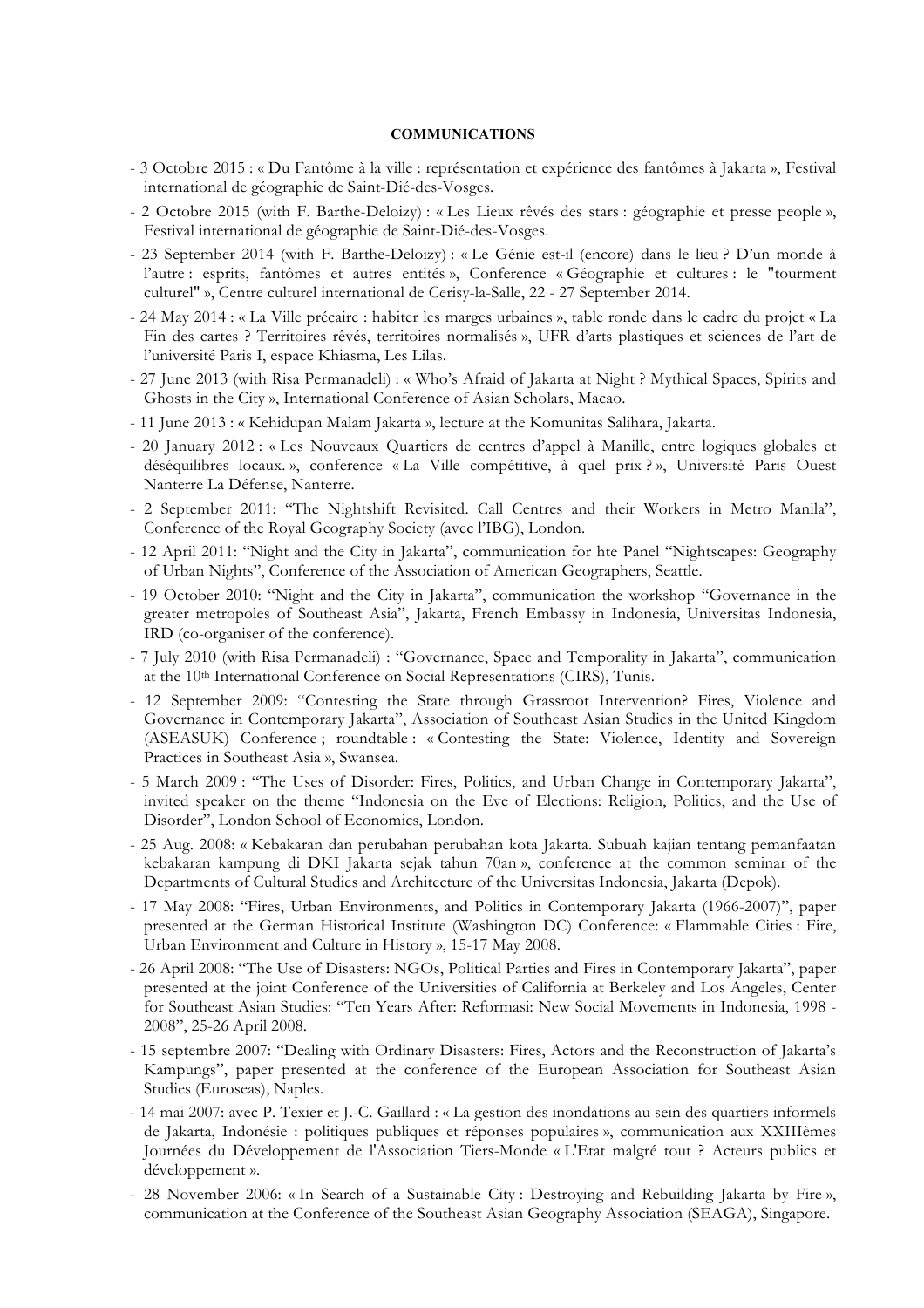**COMMUNICATIONS**

- 3 Octobre 2015 : « Du Fantôme à la ville : représentation et expérience des fantômes à Jakarta », Festival international de géographie de Saint-Dié-des-Vosges.
- 2 Octobre 2015 (with F. Barthe-Deloizy) : « Les Lieux rêvés des stars : géographie et presse people », Festival international de géographie de Saint-Dié-des-Vosges.
- 23 September 2014 (with F. Barthe-Deloizy) : « Le Génie est-il (encore) dans le lieu ? D'un monde à l'autre : esprits, fantômes et autres entités », Conference « Géographie et cultures : le "tourment culturel" », Centre culturel international de Cerisy-la-Salle, 22 - 27 September 2014.
- 24 May 2014 : « La Ville précaire : habiter les marges urbaines », table ronde dans le cadre du projet « La Fin des cartes ? Territoires rêvés, territoires normalisés », UFR d'arts plastiques et sciences de l'art de l'université Paris I, espace Khiasma, Les Lilas.
- 27 June 2013 (with Risa Permanadeli) : « Who's Afraid of Jakarta at Night ? Mythical Spaces, Spirits and Ghosts in the City », International Conference of Asian Scholars, Macao.
- 11 June 2013 : « Kehidupan Malam Jakarta », lecture at the Komunitas Salihara, Jakarta.
- 20 January 2012 : « Les Nouveaux Quartiers de centres d'appel à Manille, entre logiques globales et déséquilibres locaux. », conference « La Ville compétitive, à quel prix ? », Université Paris Ouest Nanterre La Défense, Nanterre.
- 2 September 2011: "The Nightshift Revisited. Call Centres and their Workers in Metro Manila", Conference of the Royal Geography Society (avec l'IBG), London.
- 12 April 2011: "Night and the City in Jakarta", communication for hte Panel "Nightscapes: Geography of Urban Nights", Conference of the Association of American Geographers, Seattle.
- 19 October 2010: "Night and the City in Jakarta", communication the workshop "Governance in the greater metropoles of Southeast Asia", Jakarta, French Embassy in Indonesia, Universitas Indonesia, IRD (co-organiser of the conference).
- 7 July 2010 (with Risa Permanadeli) : "Governance, Space and Temporality in Jakarta", communication at the 10th International Conference on Social Representations (CIRS), Tunis.
- 12 September 2009: "Contesting the State through Grassroot Intervention? Fires, Violence and Governance in Contemporary Jakarta", Association of Southeast Asian Studies in the United Kingdom (ASEASUK) Conference ; roundtable : « Contesting the State: Violence, Identity and Sovereign Practices in Southeast Asia », Swansea.
- 5 March 2009 : "The Uses of Disorder: Fires, Politics, and Urban Change in Contemporary Jakarta", invited speaker on the theme "Indonesia on the Eve of Elections: Religion, Politics, and the Use of Disorder", London School of Economics, London.
- 25 Aug. 2008: « Kebakaran dan perubahan perubahan kota Jakarta. Subuah kajian tentang pemanfaatan kebakaran kampung di DKI Jakarta sejak tahun 70an », conference at the common seminar of the Departments of Cultural Studies and Architecture of the Universitas Indonesia, Jakarta (Depok).
- 17 May 2008: "Fires, Urban Environments, and Politics in Contemporary Jakarta (1966-2007)", paper presented at the German Historical Institute (Washington DC) Conference: « Flammable Cities : Fire, Urban Environment and Culture in History », 15-17 May 2008.
- 26 April 2008: "The Use of Disasters: NGOs, Political Parties and Fires in Contemporary Jakarta", paper presented at the joint Conference of the Universities of California at Berkeley and Los Angeles, Center for Southeast Asian Studies: "Ten Years After: Reformasi: New Social Movements in Indonesia, 1998 - 2008", 25-26 April 2008.
- 15 septembre 2007: "Dealing with Ordinary Disasters: Fires, Actors and the Reconstruction of Jakarta's Kampungs", paper presented at the conference of the European Association for Southeast Asian Studies (Euroseas), Naples.
- 14 mai 2007: avec P. Texier et J.-C. Gaillard : « La gestion des inondations au sein des quartiers informels de Jakarta, Indonésie : politiques publiques et réponses populaires », communication aux XXIIIèmes Journées du Développement de l'Association Tiers-Monde « L'Etat malgré tout ? Acteurs publics et développement ».
- 28 November 2006: « In Search of a Sustainable City : Destroying and Rebuilding Jakarta by Fire », communication at the Conference of the Southeast Asian Geography Association (SEAGA), Singapore.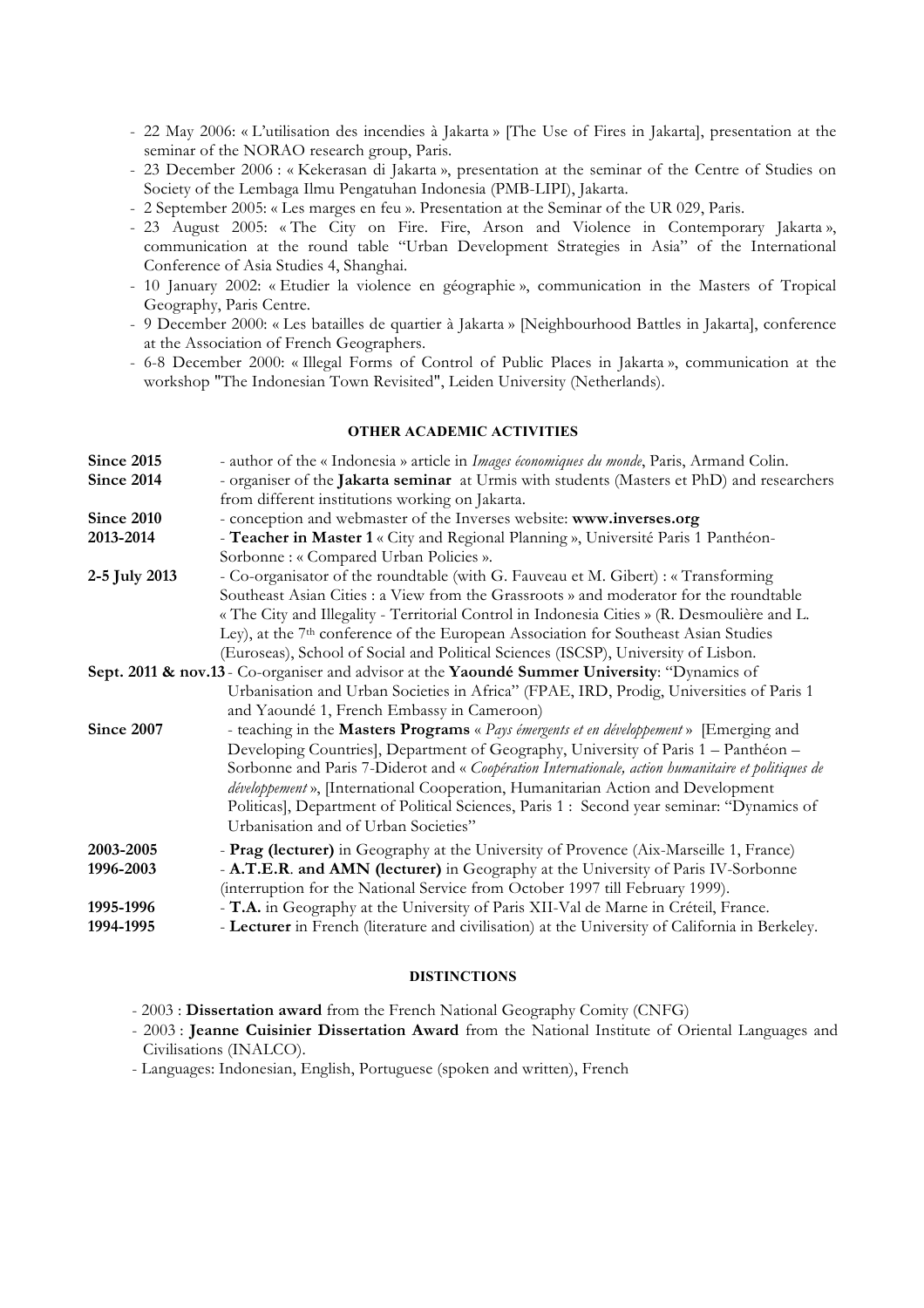- 22 May 2006: « L'utilisation des incendies à Jakarta » [The Use of Fires in Jakarta], presentation at the seminar of the NORAO research group, Paris.
- 23 December 2006 : « Kekerasan di Jakarta », presentation at the seminar of the Centre of Studies on Society of the Lembaga Ilmu Pengatuhan Indonesia (PMB-LIPI), Jakarta.
- 2 September 2005: « Les marges en feu ». Presentation at the Seminar of the UR 029, Paris.
- 23 August 2005: « The City on Fire. Fire, Arson and Violence in Contemporary Jakarta », communication at the round table "Urban Development Strategies in Asia" of the International Conference of Asia Studies 4, Shanghai.
- 10 January 2002: « Etudier la violence en géographie », communication in the Masters of Tropical Geography, Paris Centre.
- 9 December 2000: « Les batailles de quartier à Jakarta » [Neighbourhood Battles in Jakarta], conference at the Association of French Geographers.
- 6-8 December 2000: « Illegal Forms of Control of Public Places in Jakarta », communication at the workshop "The Indonesian Town Revisited", Leiden University (Netherlands).

#### OTHER ACADEMIC ACTIVITIES

| | |
|---|---|
| **Since 2015** | - author of the « Indonesia » article in *Images économiques du monde*, Paris, Armand Colin. |
| **Since 2014** | - organiser of the **Jakarta seminar** at Urmis with students (Masters et PhD) and researchers from different institutions working on Jakarta. |
| **Since 2010** | - conception and webmaster of the Inverses website: **www.inverses.org** |
| **2013-2014** | - **Teacher in Master 1** « City and Regional Planning », Université Paris 1 Panthéon-Sorbonne : « Compared Urban Policies ». |
| **2-5 July 2013** | - Co-organisator of the roundtable (with G. Fauveau et M. Gibert) : « Transforming Southeast Asian Cities : a View from the Grassroots » and moderator for the roundtable « The City and Illegality - Territorial Control in Indonesia Cities » (R. Desmoulière and L. Ley), at the 7th conference of the European Association for Southeast Asian Studies (Euroseas), School of Social and Political Sciences (ISCSP), University of Lisbon. |
| **Sept. 2011 & nov.13** | - Co-organiser and advisor at the **Yaoundé Summer University**: "Dynamics of Urbanisation and Urban Societies in Africa" (FPAE, IRD, Prodig, Universities of Paris 1 and Yaoundé 1, French Embassy in Cameroon) |
| **Since 2007** | - teaching in the **Masters Programs** « *Pays émergents et en développement* » [Emerging and Developing Countries], Department of Geography, University of Paris 1 – Panthéon – Sorbonne and Paris 7-Diderot and « *Coopération Internationale, action humanitaire et politiques de développement* », [International Cooperation, Humanitarian Action and Development Politicas], Department of Political Sciences, Paris 1 : Second year seminar: "Dynamics of Urbanisation and of Urban Societies" |
| **2003-2005** | - **Prag (lecturer)** in Geography at the University of Provence (Aix-Marseille 1, France) |
| **1996-2003** | - **A.T.E.R. and AMN (lecturer)** in Geography at the University of Paris IV-Sorbonne (interruption for the National Service from October 1997 till February 1999). |
| **1995-1996** | - **T.A.** in Geography at the University of Paris XII-Val de Marne in Créteil, France. |
| **1994-1995** | - **Lecturer** in French (literature and civilisation) at the University of California in Berkeley. |

#### DISTINCTIONS

- 2003 : **Dissertation award** from the French National Geography Comity (CNFG)
- 2003 : **Jeanne Cuisinier Dissertation Award** from the National Institute of Oriental Languages and Civilisations (INALCO).
- Languages: Indonesian, English, Portuguese (spoken and written), French